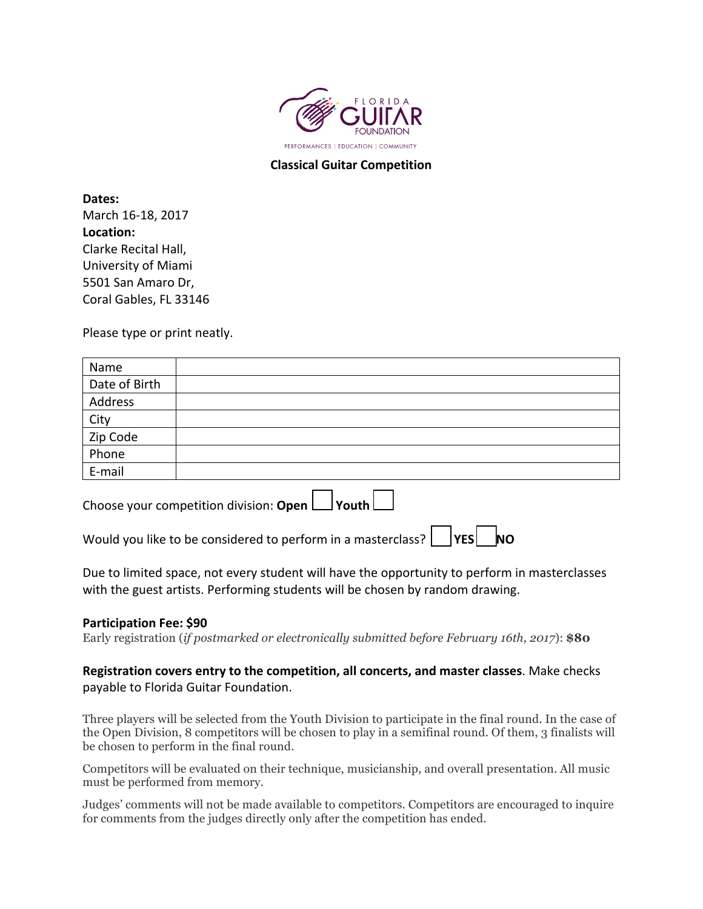FLORIDA GUITAR FOUNDATION

PERFORMANCES | EDUCATION | COMMUNITY

## Classical Guitar Competition

**Dates:**
March 16-18, 2017
**Location:**
Clarke Recital Hall,
University of Miami
5501 San Amaro Dr,
Coral Gables, FL 33146

Please type or print neatly.

| Name | |
|---|---|
| Date of Birth | |
| Address | |
| City | |
| Zip Code | |
| Phone | |
| E-mail | |

Choose your competition division: **Open** ☐ **Youth** ☐

Would you like to be considered to perform in a masterclass? ☐ **YES** ☐ **NO**

Due to limited space, not every student will have the opportunity to perform in masterclasses with the guest artists. Performing students will be chosen by random drawing.

**Participation Fee: $90**
Early registration (*if postmarked or electronically submitted before February 16th, 2017*): **$80**

**Registration covers entry to the competition, all concerts, and master classes**. Make checks payable to Florida Guitar Foundation.

Three players will be selected from the Youth Division to participate in the final round. In the case of the Open Division, 8 competitors will be chosen to play in a semifinal round. Of them, 3 finalists will be chosen to perform in the final round.

Competitors will be evaluated on their technique, musicianship, and overall presentation. All music must be performed from memory.

Judges' comments will not be made available to competitors. Competitors are encouraged to inquire for comments from the judges directly only after the competition has ended.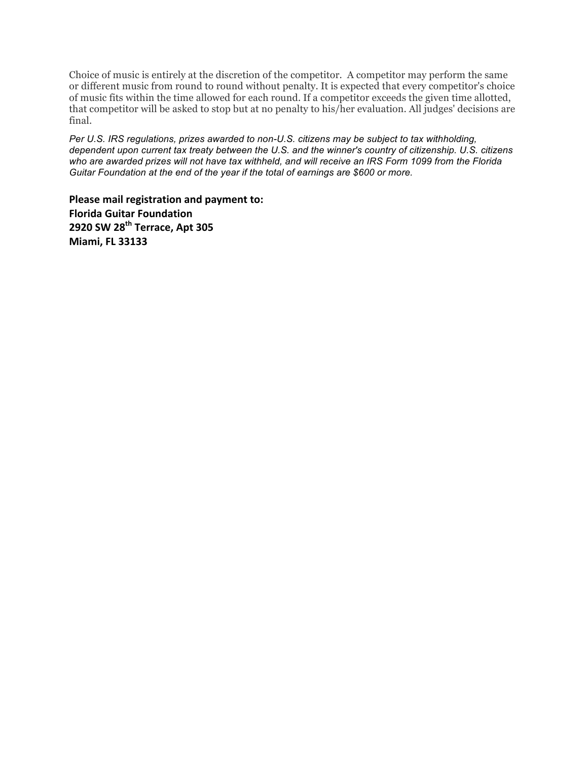Choice of music is entirely at the discretion of the competitor. A competitor may perform the same or different music from round to round without penalty. It is expected that every competitor's choice of music fits within the time allowed for each round. If a competitor exceeds the given time allotted, that competitor will be asked to stop but at no penalty to his/her evaluation. All judges' decisions are final.

*Per U.S. IRS regulations, prizes awarded to non-U.S. citizens may be subject to tax withholding, dependent upon current tax treaty between the U.S. and the winner's country of citizenship. U.S. citizens who are awarded prizes will not have tax withheld, and will receive an IRS Form 1099 from the Florida Guitar Foundation at the end of the year if the total of earnings are $600 or more.*

**Please mail registration and payment to:**
**Florida Guitar Foundation**
**2920 SW 28th Terrace, Apt 305**
**Miami, FL 33133**